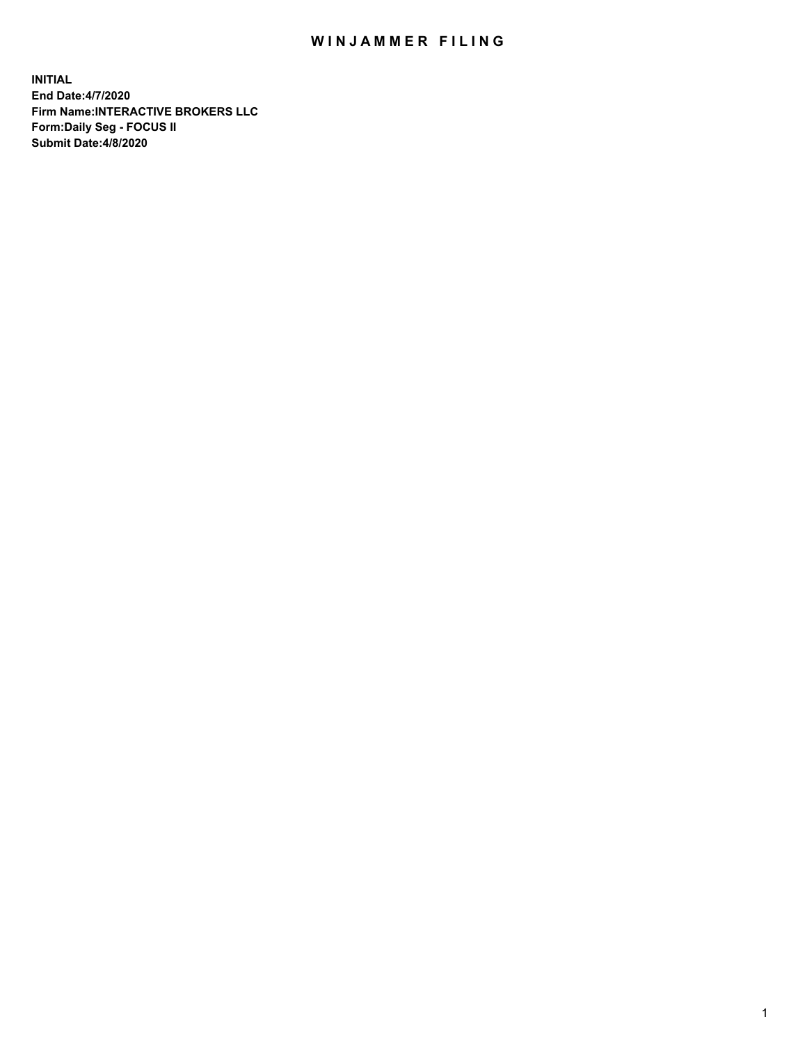# WINJAMMER FILING

**INITIAL**
**End Date:4/7/2020**
**Firm Name:INTERACTIVE BROKERS LLC**
**Form:Daily Seg - FOCUS II**
**Submit Date:4/8/2020**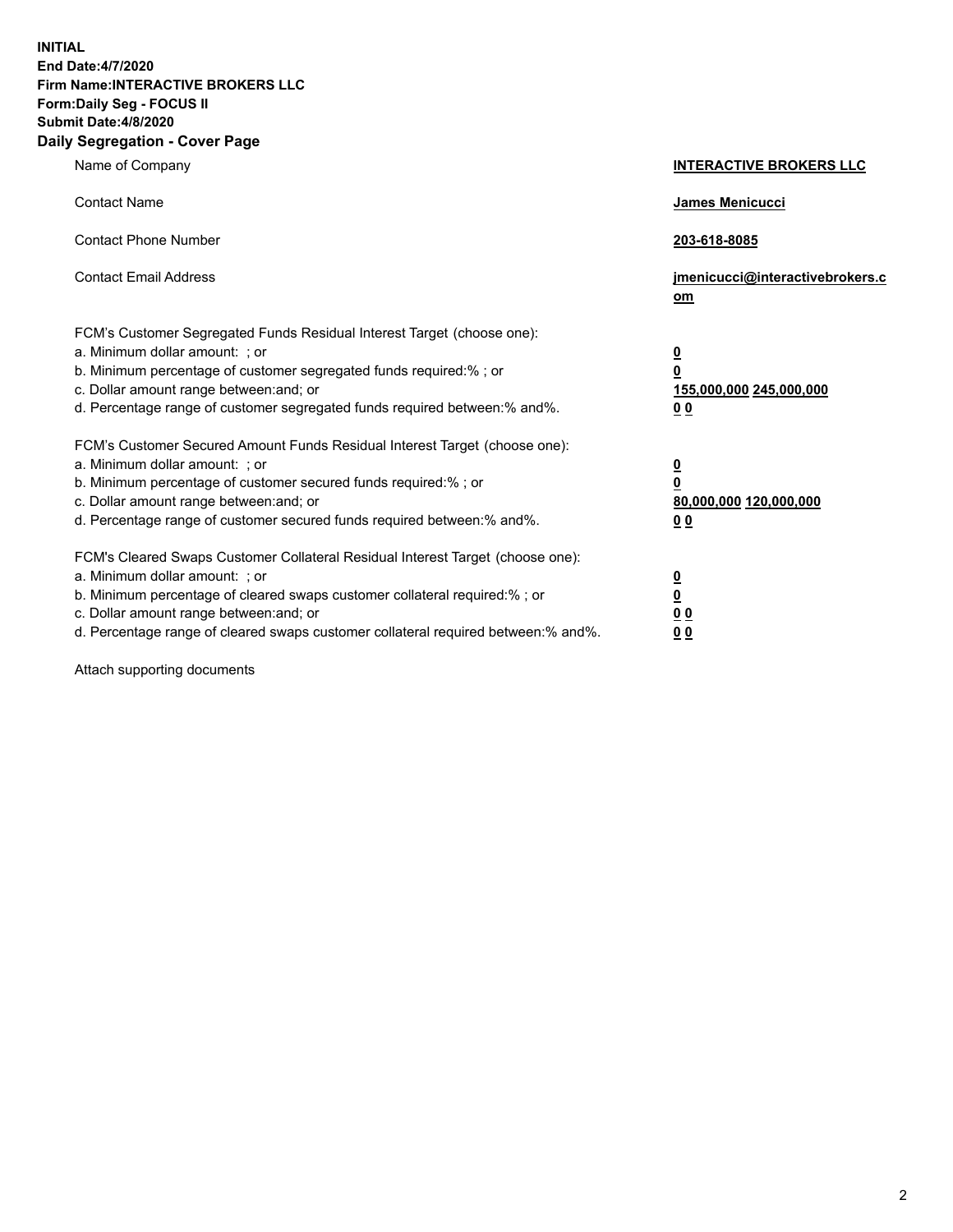**INITIAL**
**End Date:4/7/2020**
**Firm Name:INTERACTIVE BROKERS LLC**
**Form:Daily Seg - FOCUS II**
**Submit Date:4/8/2020**

## Daily Segregation - Cover Page

| | |
|---|---|
| Name of Company | **INTERACTIVE BROKERS LLC** |
| Contact Name | **James Menicucci** |
| Contact Phone Number | **203-618-8085** |
| Contact Email Address | **jmenicucci@interactivebrokers.com** |

FCM's Customer Segregated Funds Residual Interest Target (choose one):

| | |
|---|---|
| a. Minimum dollar amount: ; or | **0** |
| b. Minimum percentage of customer segregated funds required:% ; or | **0** |
| c. Dollar amount range between:and; or | **155,000,000 245,000,000** |
| d. Percentage range of customer segregated funds required between:% and%. | **0 0** |

FCM's Customer Secured Amount Funds Residual Interest Target (choose one):

| | |
|---|---|
| a. Minimum dollar amount: ; or | **0** |
| b. Minimum percentage of customer secured funds required:% ; or | **0** |
| c. Dollar amount range between:and; or | **80,000,000 120,000,000** |
| d. Percentage range of customer secured funds required between:% and%. | **0 0** |

FCM's Cleared Swaps Customer Collateral Residual Interest Target (choose one):

| | |
|---|---|
| a. Minimum dollar amount: ; or | **0** |
| b. Minimum percentage of cleared swaps customer collateral required:% ; or | **0** |
| c. Dollar amount range between:and; or | **0 0** |
| d. Percentage range of cleared swaps customer collateral required between:% and%. | **0 0** |

Attach supporting documents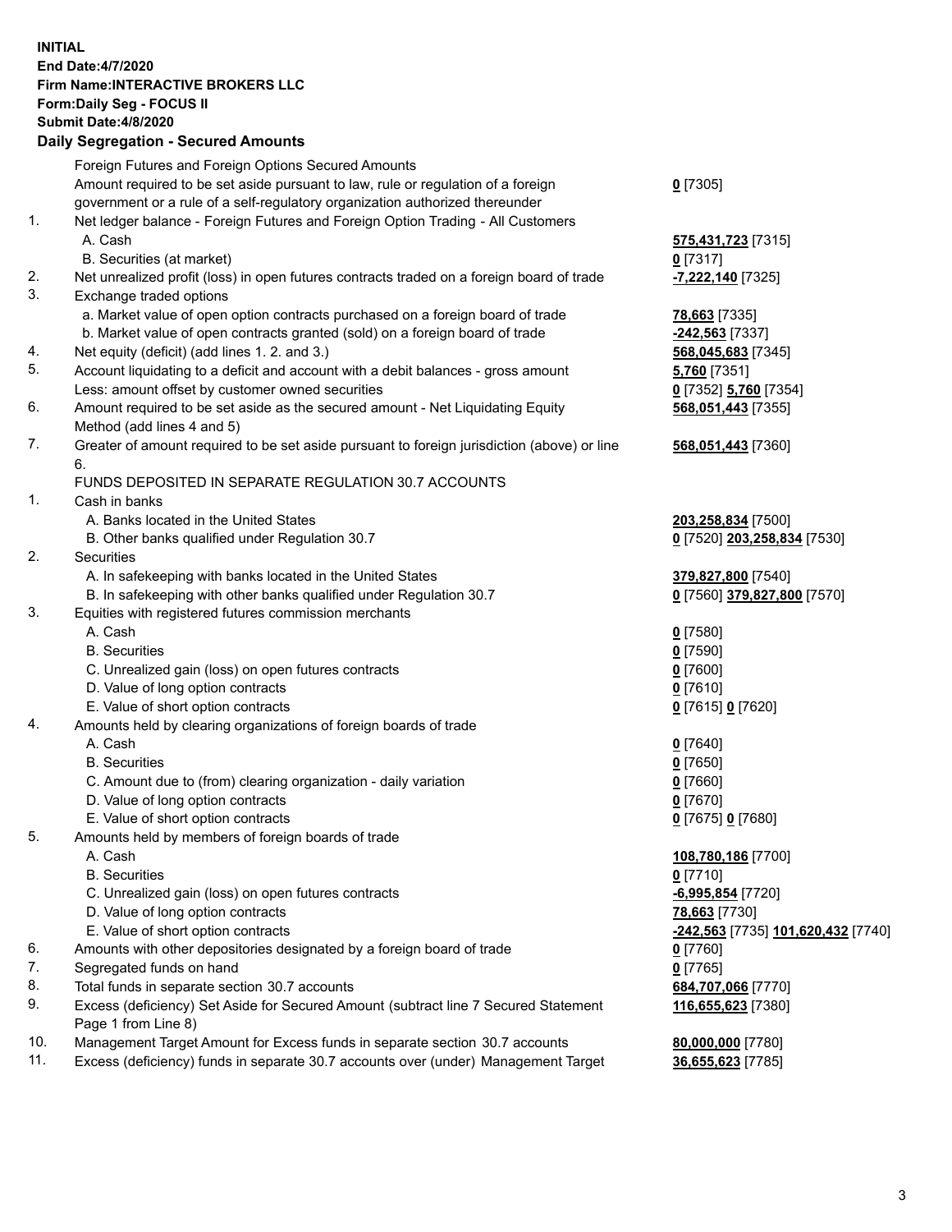**INITIAL**
**End Date:4/7/2020**
**Firm Name:INTERACTIVE BROKERS LLC**
**Form:Daily Seg - FOCUS II**
**Submit Date:4/8/2020**

**Daily Segregation - Secured Amounts**

| | | |
|---|---|---|
| | Foreign Futures and Foreign Options Secured Amounts | |
| | Amount required to be set aside pursuant to law, rule or regulation of a foreign government or a rule of a self-regulatory organization authorized thereunder | **0** [7305] |
| 1. | Net ledger balance - Foreign Futures and Foreign Option Trading - All Customers | |
| | A. Cash | **575,431,723** [7315] |
| | B. Securities (at market) | **0** [7317] |
| 2. | Net unrealized profit (loss) in open futures contracts traded on a foreign board of trade | **-7,222,140** [7325] |
| 3. | Exchange traded options | |
| | a. Market value of open option contracts purchased on a foreign board of trade | **78,663** [7335] |
| | b. Market value of open contracts granted (sold) on a foreign board of trade | **-242,563** [7337] |
| 4. | Net equity (deficit) (add lines 1. 2. and 3.) | **568,045,683** [7345] |
| 5. | Account liquidating to a deficit and account with a debit balances - gross amount | **5,760** [7351] |
| | Less: amount offset by customer owned securities | **0** [7352] **5,760** [7354] |
| 6. | Amount required to be set aside as the secured amount - Net Liquidating Equity Method (add lines 4 and 5) | **568,051,443** [7355] |
| 7. | Greater of amount required to be set aside pursuant to foreign jurisdiction (above) or line 6. | **568,051,443** [7360] |
| | FUNDS DEPOSITED IN SEPARATE REGULATION 30.7 ACCOUNTS | |
| 1. | Cash in banks | |
| | A. Banks located in the United States | **203,258,834** [7500] |
| | B. Other banks qualified under Regulation 30.7 | **0** [7520] **203,258,834** [7530] |
| 2. | Securities | |
| | A. In safekeeping with banks located in the United States | **379,827,800** [7540] |
| | B. In safekeeping with other banks qualified under Regulation 30.7 | **0** [7560] **379,827,800** [7570] |
| 3. | Equities with registered futures commission merchants | |
| | A. Cash | **0** [7580] |
| | B. Securities | **0** [7590] |
| | C. Unrealized gain (loss) on open futures contracts | **0** [7600] |
| | D. Value of long option contracts | **0** [7610] |
| | E. Value of short option contracts | **0** [7615] **0** [7620] |
| 4. | Amounts held by clearing organizations of foreign boards of trade | |
| | A. Cash | **0** [7640] |
| | B. Securities | **0** [7650] |
| | C. Amount due to (from) clearing organization - daily variation | **0** [7660] |
| | D. Value of long option contracts | **0** [7670] |
| | E. Value of short option contracts | **0** [7675] **0** [7680] |
| 5. | Amounts held by members of foreign boards of trade | |
| | A. Cash | **108,780,186** [7700] |
| | B. Securities | **0** [7710] |
| | C. Unrealized gain (loss) on open futures contracts | **-6,995,854** [7720] |
| | D. Value of long option contracts | **78,663** [7730] |
| | E. Value of short option contracts | **-242,563** [7735] **101,620,432** [7740] |
| 6. | Amounts with other depositories designated by a foreign board of trade | **0** [7760] |
| 7. | Segregated funds on hand | **0** [7765] |
| 8. | Total funds in separate section 30.7 accounts | **684,707,066** [7770] |
| 9. | Excess (deficiency) Set Aside for Secured Amount (subtract line 7 Secured Statement Page 1 from Line 8) | **116,655,623** [7380] |
| 10. | Management Target Amount for Excess funds in separate section 30.7 accounts | **80,000,000** [7780] |
| 11. | Excess (deficiency) funds in separate 30.7 accounts over (under) Management Target | **36,655,623** [7785] |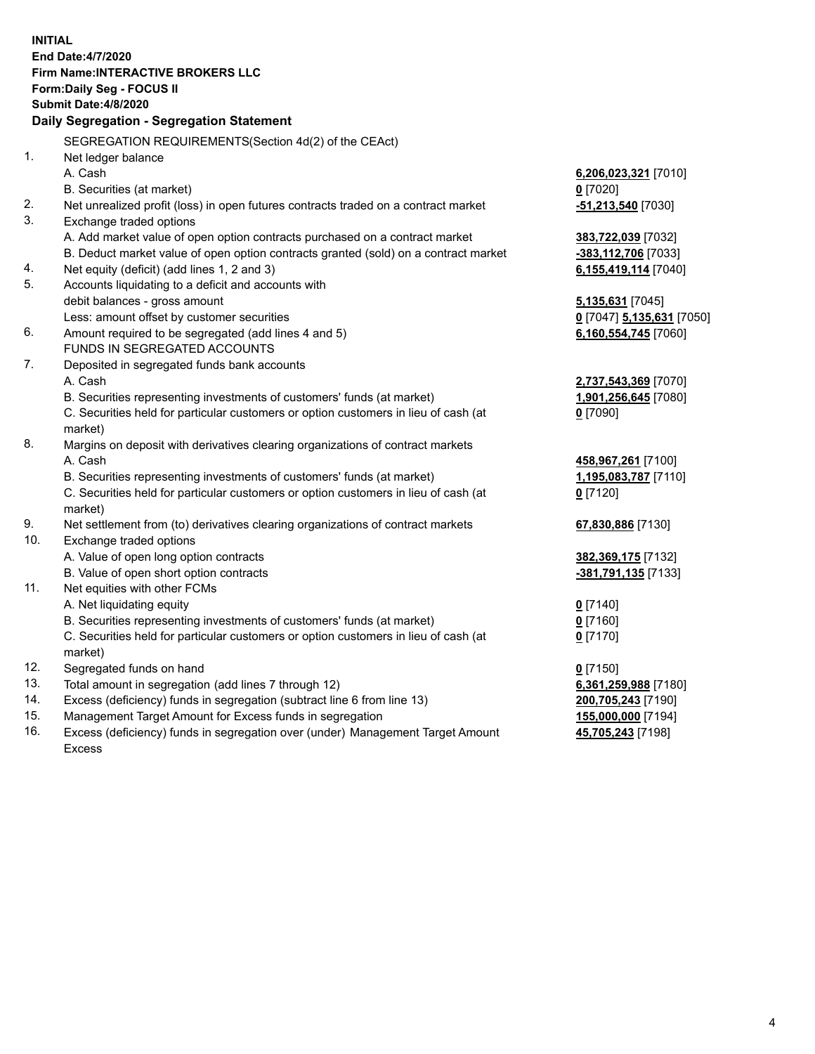**INITIAL**
**End Date:4/7/2020**
**Firm Name:INTERACTIVE BROKERS LLC**
**Form:Daily Seg - FOCUS II**
**Submit Date:4/8/2020**

## Daily Segregation - Segregation Statement

| | | |
|---|---|---|
| | SEGREGATION REQUIREMENTS(Section 4d(2) of the CEAct) | |
| 1. | Net ledger balance | |
| | A. Cash | **6,206,023,321** [7010] |
| | B. Securities (at market) | **0** [7020] |
| 2. | Net unrealized profit (loss) in open futures contracts traded on a contract market | **-51,213,540** [7030] |
| 3. | Exchange traded options | |
| | A. Add market value of open option contracts purchased on a contract market | **383,722,039** [7032] |
| | B. Deduct market value of open option contracts granted (sold) on a contract market | **-383,112,706** [7033] |
| 4. | Net equity (deficit) (add lines 1, 2 and 3) | **6,155,419,114** [7040] |
| 5. | Accounts liquidating to a deficit and accounts with | |
| | debit balances - gross amount | **5,135,631** [7045] |
| | Less: amount offset by customer securities | **0** [7047] **5,135,631** [7050] |
| 6. | Amount required to be segregated (add lines 4 and 5) | **6,160,554,745** [7060] |
| | FUNDS IN SEGREGATED ACCOUNTS | |
| 7. | Deposited in segregated funds bank accounts | |
| | A. Cash | **2,737,543,369** [7070] |
| | B. Securities representing investments of customers' funds (at market) | **1,901,256,645** [7080] |
| | C. Securities held for particular customers or option customers in lieu of cash (at market) | **0** [7090] |
| 8. | Margins on deposit with derivatives clearing organizations of contract markets | |
| | A. Cash | **458,967,261** [7100] |
| | B. Securities representing investments of customers' funds (at market) | **1,195,083,787** [7110] |
| | C. Securities held for particular customers or option customers in lieu of cash (at market) | **0** [7120] |
| 9. | Net settlement from (to) derivatives clearing organizations of contract markets | **67,830,886** [7130] |
| 10. | Exchange traded options | |
| | A. Value of open long option contracts | **382,369,175** [7132] |
| | B. Value of open short option contracts | **-381,791,135** [7133] |
| 11. | Net equities with other FCMs | |
| | A. Net liquidating equity | **0** [7140] |
| | B. Securities representing investments of customers' funds (at market) | **0** [7160] |
| | C. Securities held for particular customers or option customers in lieu of cash (at market) | **0** [7170] |
| 12. | Segregated funds on hand | **0** [7150] |
| 13. | Total amount in segregation (add lines 7 through 12) | **6,361,259,988** [7180] |
| 14. | Excess (deficiency) funds in segregation (subtract line 6 from line 13) | **200,705,243** [7190] |
| 15. | Management Target Amount for Excess funds in segregation | **155,000,000** [7194] |
| 16. | Excess (deficiency) funds in segregation over (under) Management Target Amount Excess | **45,705,243** [7198] |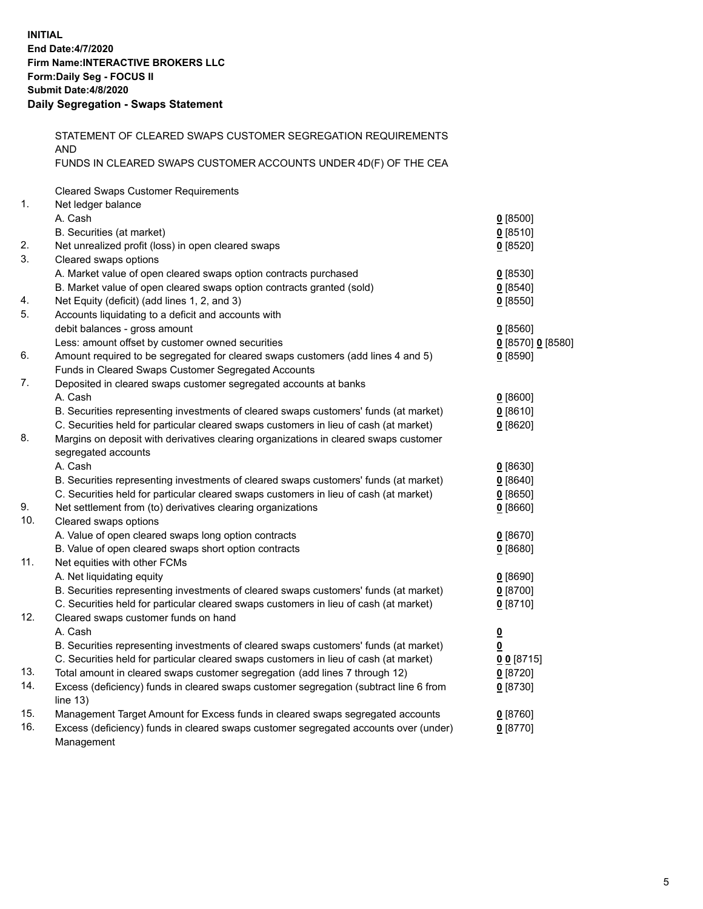**INITIAL**
**End Date:4/7/2020**
**Firm Name:INTERACTIVE BROKERS LLC**
**Form:Daily Seg - FOCUS II**
**Submit Date:4/8/2020**
**Daily Segregation - Swaps Statement**

STATEMENT OF CLEARED SWAPS CUSTOMER SEGREGATION REQUIREMENTS AND FUNDS IN CLEARED SWAPS CUSTOMER ACCOUNTS UNDER 4D(F) OF THE CEA

| | | |
|---|---|---|
| | Cleared Swaps Customer Requirements | |
| 1. | Net ledger balance | |
| | A. Cash | 0 [8500] |
| | B. Securities (at market) | 0 [8510] |
| 2. | Net unrealized profit (loss) in open cleared swaps | 0 [8520] |
| 3. | Cleared swaps options | |
| | A. Market value of open cleared swaps option contracts purchased | 0 [8530] |
| | B. Market value of open cleared swaps option contracts granted (sold) | 0 [8540] |
| 4. | Net Equity (deficit) (add lines 1, 2, and 3) | 0 [8550] |
| 5. | Accounts liquidating to a deficit and accounts with debit balances - gross amount | 0 [8560] |
| | Less: amount offset by customer owned securities | 0 [8570] 0 [8580] |
| 6. | Amount required to be segregated for cleared swaps customers (add lines 4 and 5) | 0 [8590] |
| | Funds in Cleared Swaps Customer Segregated Accounts | |
| 7. | Deposited in cleared swaps customer segregated accounts at banks | |
| | A. Cash | 0 [8600] |
| | B. Securities representing investments of cleared swaps customers' funds (at market) | 0 [8610] |
| | C. Securities held for particular cleared swaps customers in lieu of cash (at market) | 0 [8620] |
| 8. | Margins on deposit with derivatives clearing organizations in cleared swaps customer segregated accounts | |
| | A. Cash | 0 [8630] |
| | B. Securities representing investments of cleared swaps customers' funds (at market) | 0 [8640] |
| | C. Securities held for particular cleared swaps customers in lieu of cash (at market) | 0 [8650] |
| 9. | Net settlement from (to) derivatives clearing organizations | 0 [8660] |
| 10. | Cleared swaps options | |
| | A. Value of open cleared swaps long option contracts | 0 [8670] |
| | B. Value of open cleared swaps short option contracts | 0 [8680] |
| 11. | Net equities with other FCMs | |
| | A. Net liquidating equity | 0 [8690] |
| | B. Securities representing investments of cleared swaps customers' funds (at market) | 0 [8700] |
| | C. Securities held for particular cleared swaps customers in lieu of cash (at market) | 0 [8710] |
| 12. | Cleared swaps customer funds on hand | |
| | A. Cash | 0 |
| | B. Securities representing investments of cleared swaps customers' funds (at market) | 0 |
| | C. Securities held for particular cleared swaps customers in lieu of cash (at market) | 0 0 [8715] |
| 13. | Total amount in cleared swaps customer segregation (add lines 7 through 12) | 0 [8720] |
| 14. | Excess (deficiency) funds in cleared swaps customer segregation (subtract line 6 from line 13) | 0 [8730] |
| 15. | Management Target Amount for Excess funds in cleared swaps segregated accounts | 0 [8760] |
| 16. | Excess (deficiency) funds in cleared swaps customer segregated accounts over (under) Management | 0 [8770] |